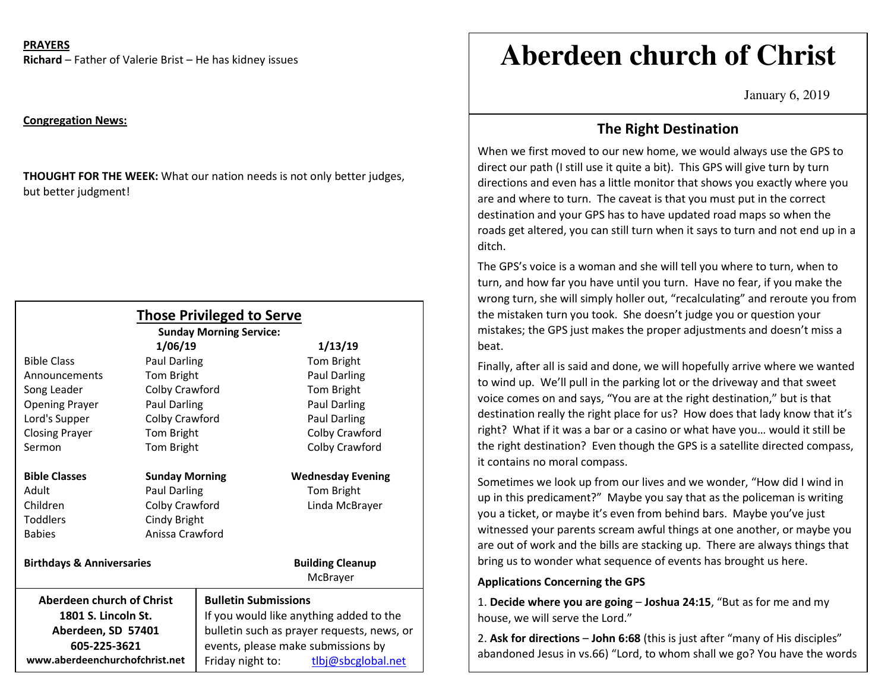**PRAYERS**

**Richard** – Father of Valerie Brist – He has kidney issues

**Congregation News:**

**THOUGHT FOR THE WEEK:** What our nation needs is not only better judges, but better judgment!

## Those Privileged to Serve

**Sunday Morning Service:**

| | 1/06/19 | 1/13/19 |
|---|---|---|
| Bible Class | Paul Darling | Tom Bright |
| Announcements | Tom Bright | Paul Darling |
| Song Leader | Colby Crawford | Tom Bright |
| Opening Prayer | Paul Darling | Paul Darling |
| Lord's Supper | Colby Crawford | Paul Darling |
| Closing Prayer | Tom Bright | Colby Crawford |
| Sermon | Tom Bright | Colby Crawford |

| **Bible Classes** | **Sunday Morning** | **Wednesday Evening** |
|---|---|---|
| Adult | Paul Darling | Tom Bright |
| Children | Colby Crawford | Linda McBrayer |
| Toddlers | Cindy Bright | |
| Babies | Anissa Crawford | |

**Birthdays & Anniversaries**

**Building Cleanup**
McBrayer

**Aberdeen church of Christ**
**1801 S. Lincoln St.**
**Aberdeen, SD 57401**
**605-225-3621**
**www.aberdeenchurchofchrist.net**

**Bulletin Submissions**
If you would like anything added to the bulletin such as prayer requests, news, or events, please make submissions by Friday night to: tlbj@sbcglobal.net

# Aberdeen church of Christ

January 6, 2019

## The Right Destination

When we first moved to our new home, we would always use the GPS to direct our path (I still use it quite a bit). This GPS will give turn by turn directions and even has a little monitor that shows you exactly where you are and where to turn. The caveat is that you must put in the correct destination and your GPS has to have updated road maps so when the roads get altered, you can still turn when it says to turn and not end up in a ditch.

The GPS's voice is a woman and she will tell you where to turn, when to turn, and how far you have until you turn. Have no fear, if you make the wrong turn, she will simply holler out, "recalculating" and reroute you from the mistaken turn you took. She doesn't judge you or question your mistakes; the GPS just makes the proper adjustments and doesn't miss a beat.

Finally, after all is said and done, we will hopefully arrive where we wanted to wind up. We'll pull in the parking lot or the driveway and that sweet voice comes on and says, "You are at the right destination," but is that destination really the right place for us? How does that lady know that it's right? What if it was a bar or a casino or what have you… would it still be the right destination? Even though the GPS is a satellite directed compass, it contains no moral compass.

Sometimes we look up from our lives and we wonder, "How did I wind in up in this predicament?" Maybe you say that as the policeman is writing you a ticket, or maybe it's even from behind bars. Maybe you've just witnessed your parents scream awful things at one another, or maybe you are out of work and the bills are stacking up. There are always things that bring us to wonder what sequence of events has brought us here.

**Applications Concerning the GPS**

1. **Decide where you are going** – **Joshua 24:15**, "But as for me and my house, we will serve the Lord."

2. **Ask for directions** – **John 6:68** (this is just after "many of His disciples" abandoned Jesus in vs.66) "Lord, to whom shall we go? You have the words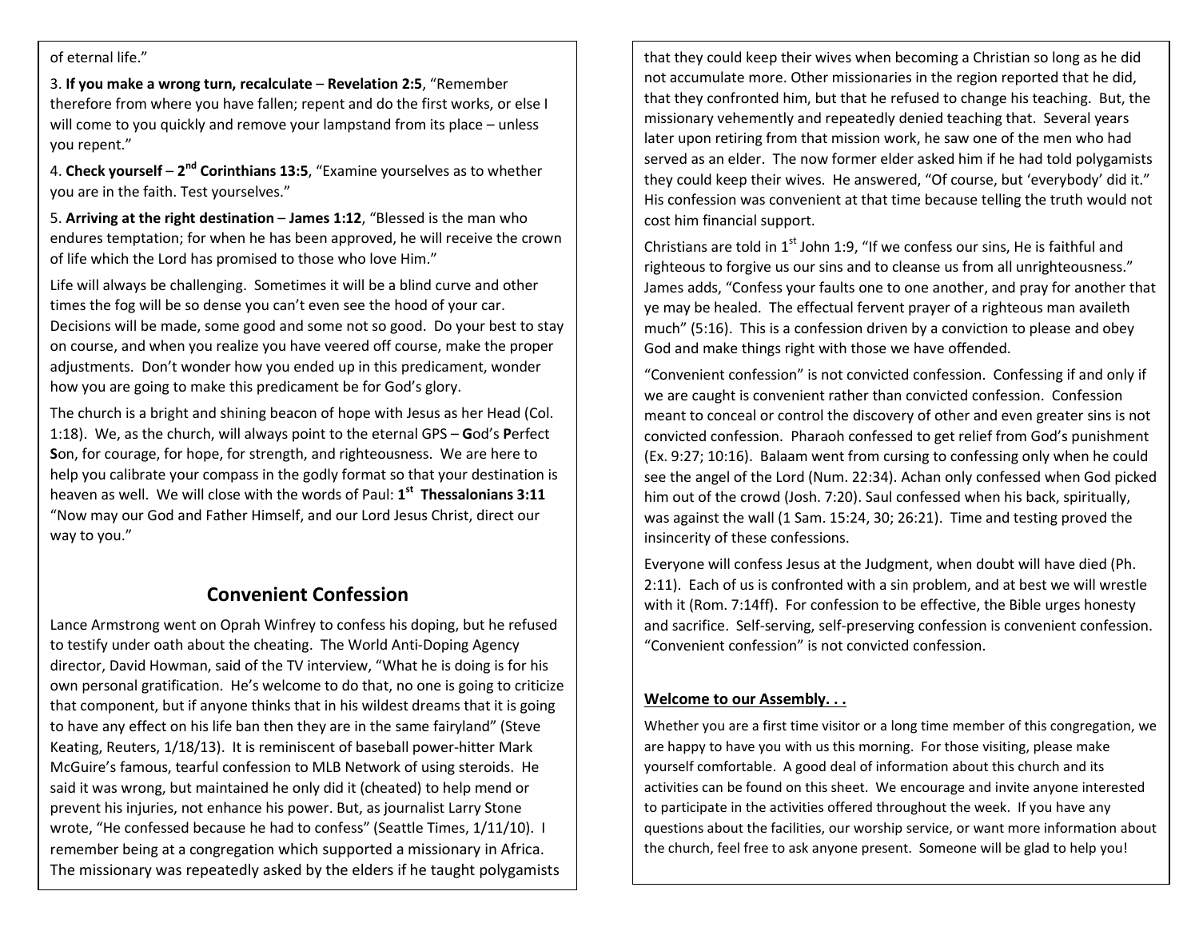of eternal life."

3. **If you make a wrong turn, recalculate** – **Revelation 2:5**, "Remember therefore from where you have fallen; repent and do the first works, or else I will come to you quickly and remove your lampstand from its place – unless you repent."

4. **Check yourself** – **2nd Corinthians 13:5**, "Examine yourselves as to whether you are in the faith. Test yourselves."

5. **Arriving at the right destination** – **James 1:12**, "Blessed is the man who endures temptation; for when he has been approved, he will receive the crown of life which the Lord has promised to those who love Him."

Life will always be challenging. Sometimes it will be a blind curve and other times the fog will be so dense you can't even see the hood of your car. Decisions will be made, some good and some not so good. Do your best to stay on course, and when you realize you have veered off course, make the proper adjustments. Don't wonder how you ended up in this predicament, wonder how you are going to make this predicament be for God's glory.

The church is a bright and shining beacon of hope with Jesus as her Head (Col. 1:18). We, as the church, will always point to the eternal GPS – **G**od's **P**erfect **S**on, for courage, for hope, for strength, and righteousness. We are here to help you calibrate your compass in the godly format so that your destination is heaven as well. We will close with the words of Paul: **1st Thessalonians 3:11** "Now may our God and Father Himself, and our Lord Jesus Christ, direct our way to you."

## Convenient Confession

Lance Armstrong went on Oprah Winfrey to confess his doping, but he refused to testify under oath about the cheating. The World Anti-Doping Agency director, David Howman, said of the TV interview, "What he is doing is for his own personal gratification. He's welcome to do that, no one is going to criticize that component, but if anyone thinks that in his wildest dreams that it is going to have any effect on his life ban then they are in the same fairyland" (Steve Keating, Reuters, 1/18/13). It is reminiscent of baseball power-hitter Mark McGuire's famous, tearful confession to MLB Network of using steroids. He said it was wrong, but maintained he only did it (cheated) to help mend or prevent his injuries, not enhance his power. But, as journalist Larry Stone wrote, "He confessed because he had to confess" (Seattle Times, 1/11/10). I remember being at a congregation which supported a missionary in Africa. The missionary was repeatedly asked by the elders if he taught polygamists that they could keep their wives when becoming a Christian so long as he did not accumulate more. Other missionaries in the region reported that he did, that they confronted him, but that he refused to change his teaching. But, the missionary vehemently and repeatedly denied teaching that. Several years later upon retiring from that mission work, he saw one of the men who had served as an elder. The now former elder asked him if he had told polygamists they could keep their wives. He answered, "Of course, but 'everybody' did it." His confession was convenient at that time because telling the truth would not cost him financial support.

Christians are told in 1st John 1:9, "If we confess our sins, He is faithful and righteous to forgive us our sins and to cleanse us from all unrighteousness." James adds, "Confess your faults one to one another, and pray for another that ye may be healed. The effectual fervent prayer of a righteous man availeth much" (5:16). This is a confession driven by a conviction to please and obey God and make things right with those we have offended.

"Convenient confession" is not convicted confession. Confessing if and only if we are caught is convenient rather than convicted confession. Confession meant to conceal or control the discovery of other and even greater sins is not convicted confession. Pharaoh confessed to get relief from God's punishment (Ex. 9:27; 10:16). Balaam went from cursing to confessing only when he could see the angel of the Lord (Num. 22:34). Achan only confessed when God picked him out of the crowd (Josh. 7:20). Saul confessed when his back, spiritually, was against the wall (1 Sam. 15:24, 30; 26:21). Time and testing proved the insincerity of these confessions.

Everyone will confess Jesus at the Judgment, when doubt will have died (Ph. 2:11). Each of us is confronted with a sin problem, and at best we will wrestle with it (Rom. 7:14ff). For confession to be effective, the Bible urges honesty and sacrifice. Self-serving, self-preserving confession is convenient confession. "Convenient confession" is not convicted confession.

**Welcome to our Assembly. . .**

Whether you are a first time visitor or a long time member of this congregation, we are happy to have you with us this morning. For those visiting, please make yourself comfortable. A good deal of information about this church and its activities can be found on this sheet. We encourage and invite anyone interested to participate in the activities offered throughout the week. If you have any questions about the facilities, our worship service, or want more information about the church, feel free to ask anyone present. Someone will be glad to help you!